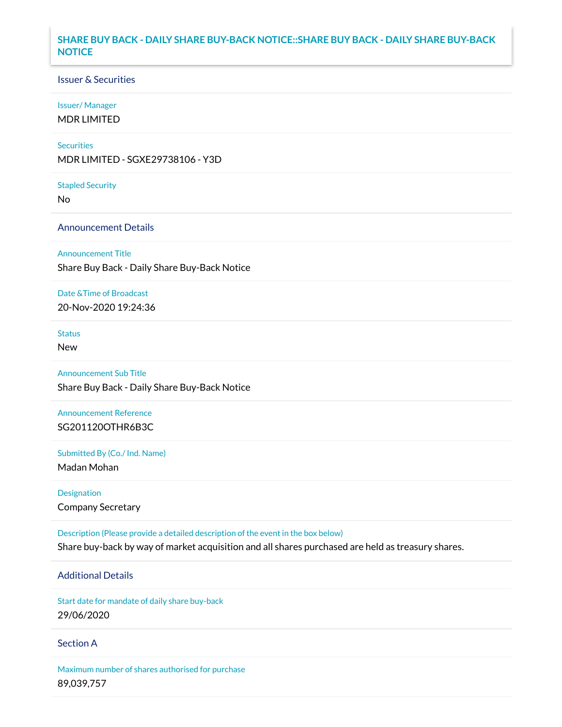# SHARE BUY BACK - DAILY SHARE BUY-BACK NOTICE::SHARE BUY BACK - DAILY SHARE BUY-BACK NOTICE

## Issuer & Securities

**Issuer/ Manager**

MDR LIMITED

**Securities**

MDR LIMITED - SGXE29738106 - Y3D

**Stapled Security**

No

## Announcement Details

**Announcement Title**

Share Buy Back - Daily Share Buy-Back Notice

**Date &Time of Broadcast**

20-Nov-2020 19:24:36

**Status**

New

**Announcement Sub Title**

Share Buy Back - Daily Share Buy-Back Notice

**Announcement Reference**

SG201120OTHR6B3C

**Submitted By (Co./ Ind. Name)**

Madan Mohan

**Designation**

Company Secretary

**Description (Please provide a detailed description of the event in the box below)**

Share buy-back by way of market acquisition and all shares purchased are held as treasury shares.

## Additional Details

**Start date for mandate of daily share buy-back**

29/06/2020

## Section A

**Maximum number of shares authorised for purchase**

89,039,757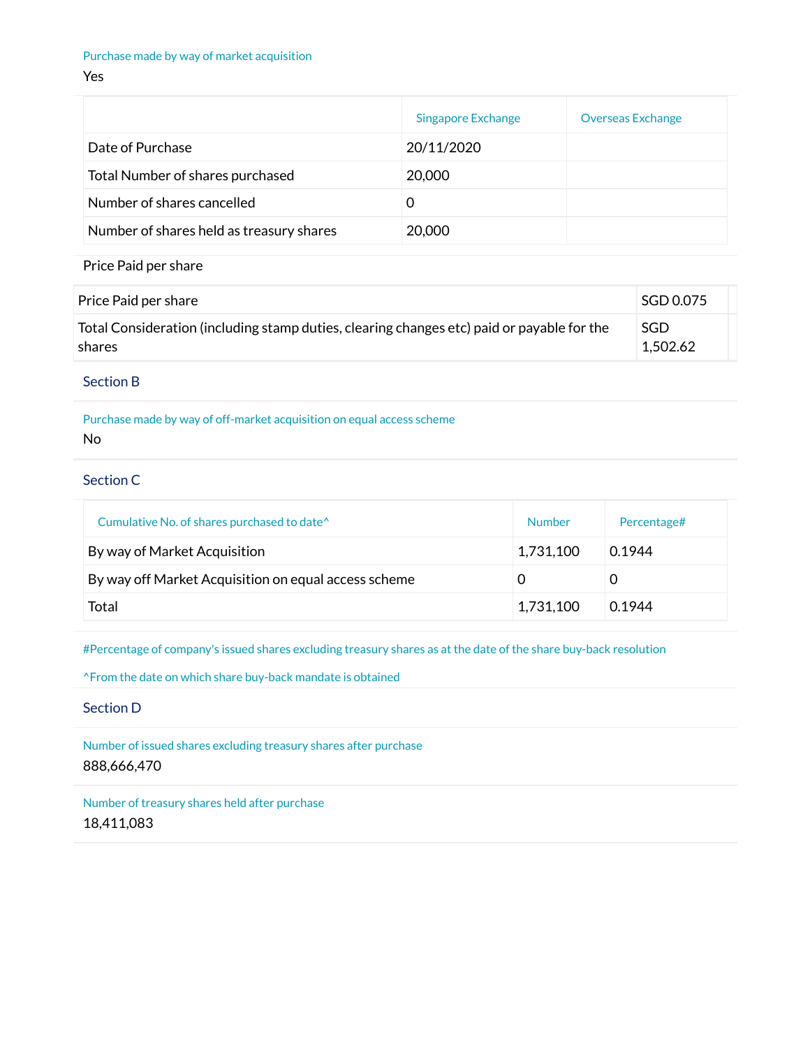Purchase made by way of market acquisition

Yes

| | Singapore Exchange | Overseas Exchange |
|---|---|---|
| Date of Purchase | 20/11/2020 | |
| Total Number of shares purchased | 20,000 | |
| Number of shares cancelled | 0 | |
| Number of shares held as treasury shares | 20,000 | |

Price Paid per share

| | |
|---|---|
| Price Paid per share | SGD 0.075 |
| Total Consideration (including stamp duties, clearing changes etc) paid or payable for the shares | SGD 1,502.62 |

## Section B

Purchase made by way of off-market acquisition on equal access scheme

No

## Section C

| Cumulative No. of shares purchased to date^ | Number | Percentage# |
|---|---|---|
| By way of Market Acquisition | 1,731,100 | 0.1944 |
| By way off Market Acquisition on equal access scheme | 0 | 0 |
| Total | 1,731,100 | 0.1944 |

#Percentage of company's issued shares excluding treasury shares as at the date of the share buy-back resolution

^From the date on which share buy-back mandate is obtained

## Section D

Number of issued shares excluding treasury shares after purchase

888,666,470

Number of treasury shares held after purchase

18,411,083